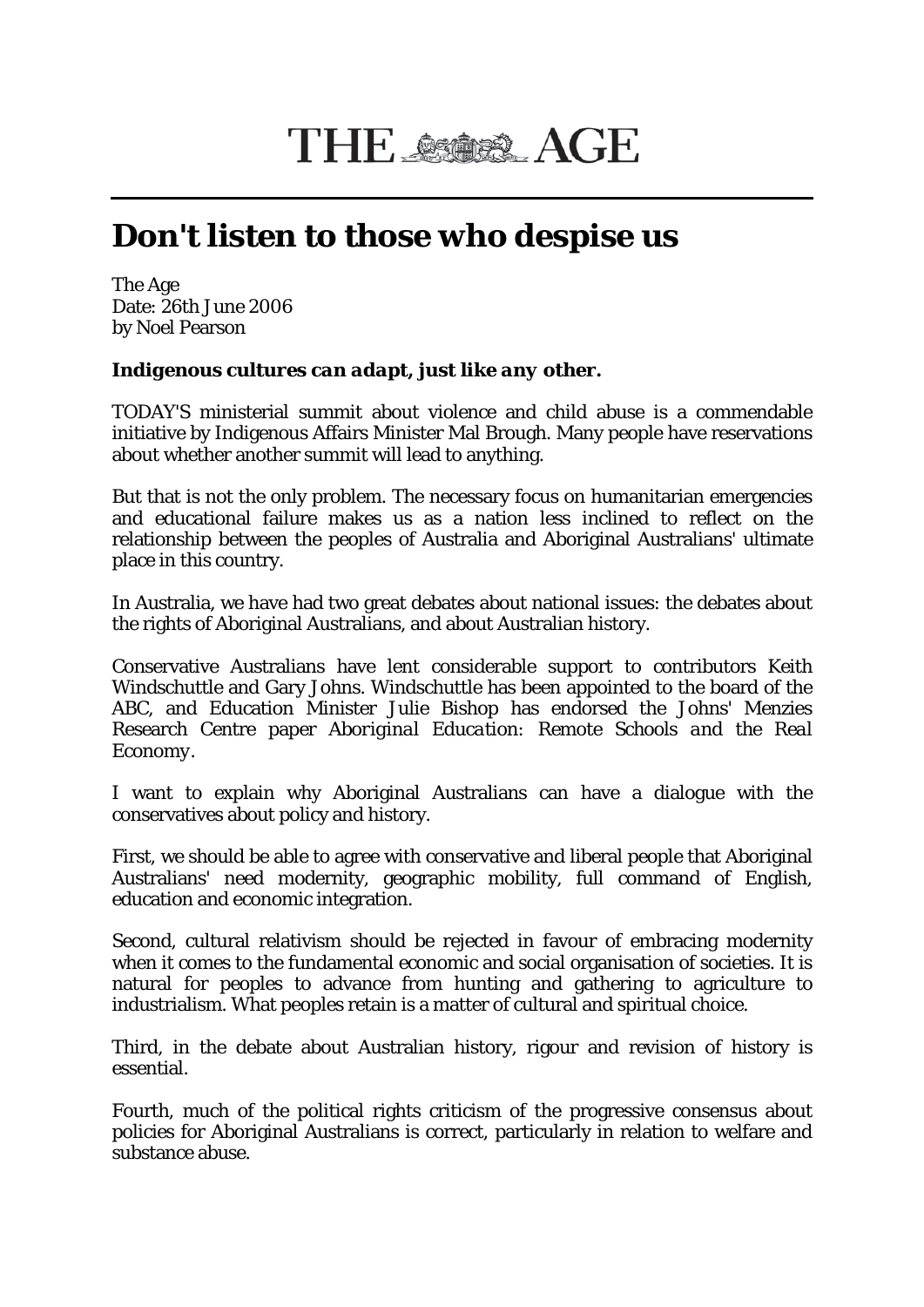# THE AGE

# Don't listen to those who despise us

The Age
Date: 26th June 2006
by Noel Pearson

***Indigenous cultures can adapt, just like any other.***

TODAY'S ministerial summit about violence and child abuse is a commendable initiative by Indigenous Affairs Minister Mal Brough. Many people have reservations about whether another summit will lead to anything.

But that is not the only problem. The necessary focus on humanitarian emergencies and educational failure makes us as a nation less inclined to reflect on the relationship between the peoples of Australia and Aboriginal Australians' ultimate place in this country.

In Australia, we have had two great debates about national issues: the debates about the rights of Aboriginal Australians, and about Australian history.

Conservative Australians have lent considerable support to contributors Keith Windschuttle and Gary Johns. Windschuttle has been appointed to the board of the ABC, and Education Minister Julie Bishop has endorsed the Johns' Menzies Research Centre paper *Aboriginal Education: Remote Schools and the Real Economy*.

I want to explain why Aboriginal Australians can have a dialogue with the conservatives about policy and history.

First, we should be able to agree with conservative and liberal people that Aboriginal Australians' need modernity, geographic mobility, full command of English, education and economic integration.

Second, cultural relativism should be rejected in favour of embracing modernity when it comes to the fundamental economic and social organisation of societies. It is natural for peoples to advance from hunting and gathering to agriculture to industrialism. What peoples retain is a matter of cultural and spiritual choice.

Third, in the debate about Australian history, rigour and revision of history is essential.

Fourth, much of the political rights criticism of the progressive consensus about policies for Aboriginal Australians is correct, particularly in relation to welfare and substance abuse.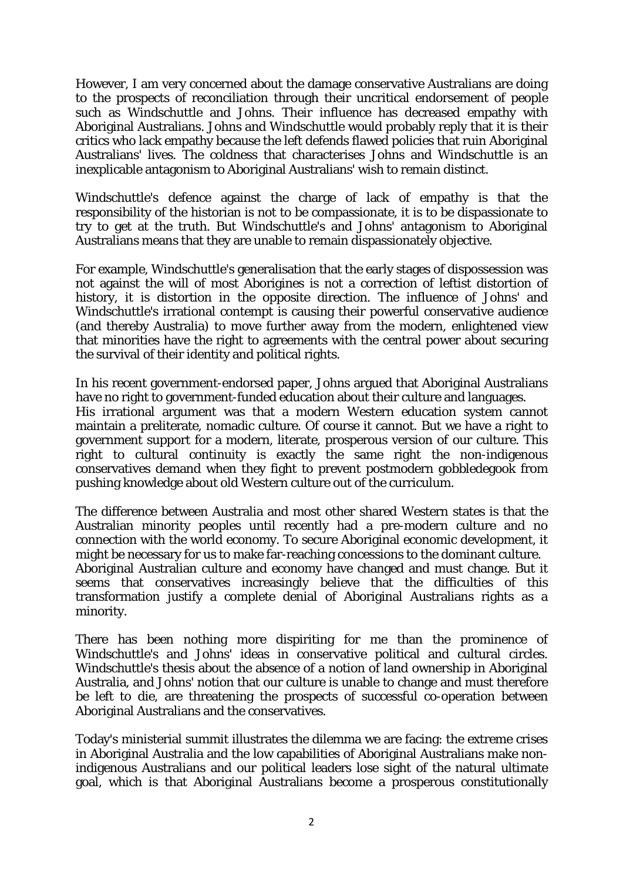However, I am very concerned about the damage conservative Australians are doing to the prospects of reconciliation through their uncritical endorsement of people such as Windschuttle and Johns. Their influence has decreased empathy with Aboriginal Australians. Johns and Windschuttle would probably reply that it is their critics who lack empathy because the left defends flawed policies that ruin Aboriginal Australians' lives. The coldness that characterises Johns and Windschuttle is an inexplicable antagonism to Aboriginal Australians' wish to remain distinct.

Windschuttle's defence against the charge of lack of empathy is that the responsibility of the historian is not to be compassionate, it is to be dispassionate to try to get at the truth. But Windschuttle's and Johns' antagonism to Aboriginal Australians means that they are unable to remain dispassionately objective.

For example, Windschuttle's generalisation that the early stages of dispossession was not against the will of most Aborigines is not a correction of leftist distortion of history, it is distortion in the opposite direction. The influence of Johns' and Windschuttle's irrational contempt is causing their powerful conservative audience (and thereby Australia) to move further away from the modern, enlightened view that minorities have the right to agreements with the central power about securing the survival of their identity and political rights.

In his recent government-endorsed paper, Johns argued that Aboriginal Australians have no right to government-funded education about their culture and languages.
His irrational argument was that a modern Western education system cannot maintain a preliterate, nomadic culture. Of course it cannot. But we have a right to government support for a modern, literate, prosperous version of our culture. This right to cultural continuity is exactly the same right the non-indigenous conservatives demand when they fight to prevent postmodern gobbledegook from pushing knowledge about old Western culture out of the curriculum.

The difference between Australia and most other shared Western states is that the Australian minority peoples until recently had a pre-modern culture and no connection with the world economy. To secure Aboriginal economic development, it might be necessary for us to make far-reaching concessions to the dominant culture.
Aboriginal Australian culture and economy have changed and must change. But it seems that conservatives increasingly believe that the difficulties of this transformation justify a complete denial of Aboriginal Australians rights as a minority.

There has been nothing more dispiriting for me than the prominence of Windschuttle's and Johns' ideas in conservative political and cultural circles. Windschuttle's thesis about the absence of a notion of land ownership in Aboriginal Australia, and Johns' notion that our culture is unable to change and must therefore be left to die, are threatening the prospects of successful co-operation between Aboriginal Australians and the conservatives.

Today's ministerial summit illustrates the dilemma we are facing: the extreme crises in Aboriginal Australia and the low capabilities of Aboriginal Australians make non-indigenous Australians and our political leaders lose sight of the natural ultimate goal, which is that Aboriginal Australians become a prosperous constitutionally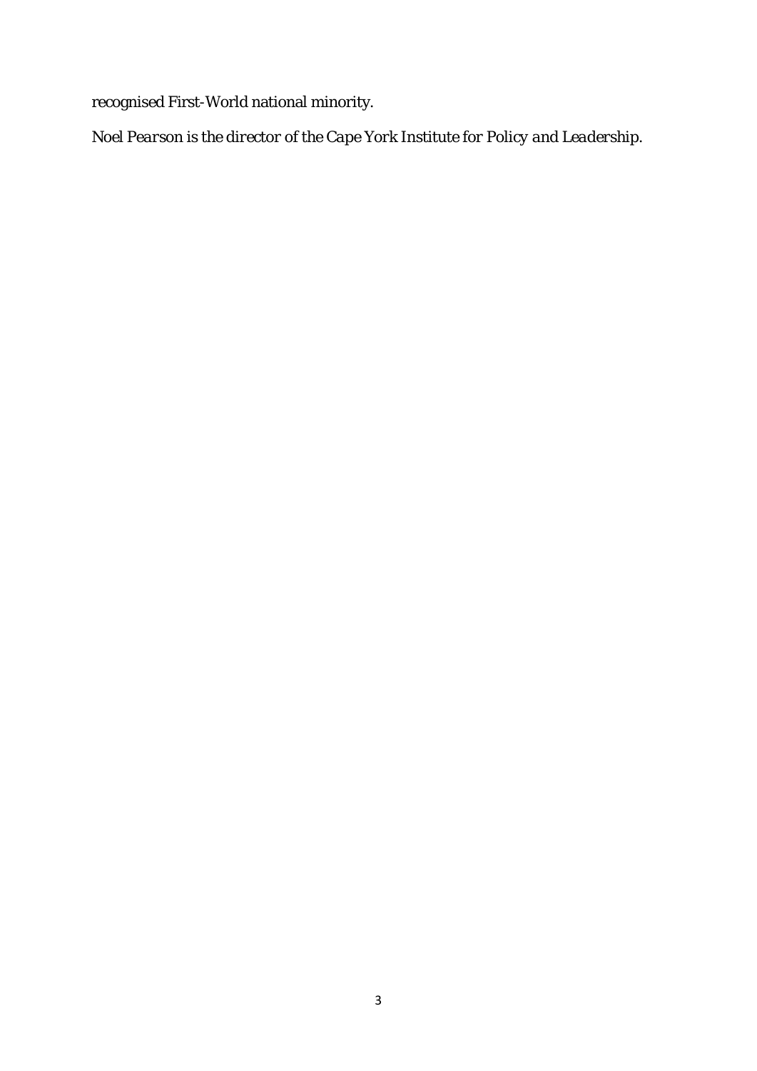recognised First-World national minority.

*Noel Pearson is the director of the Cape York Institute for Policy and Leadership.*